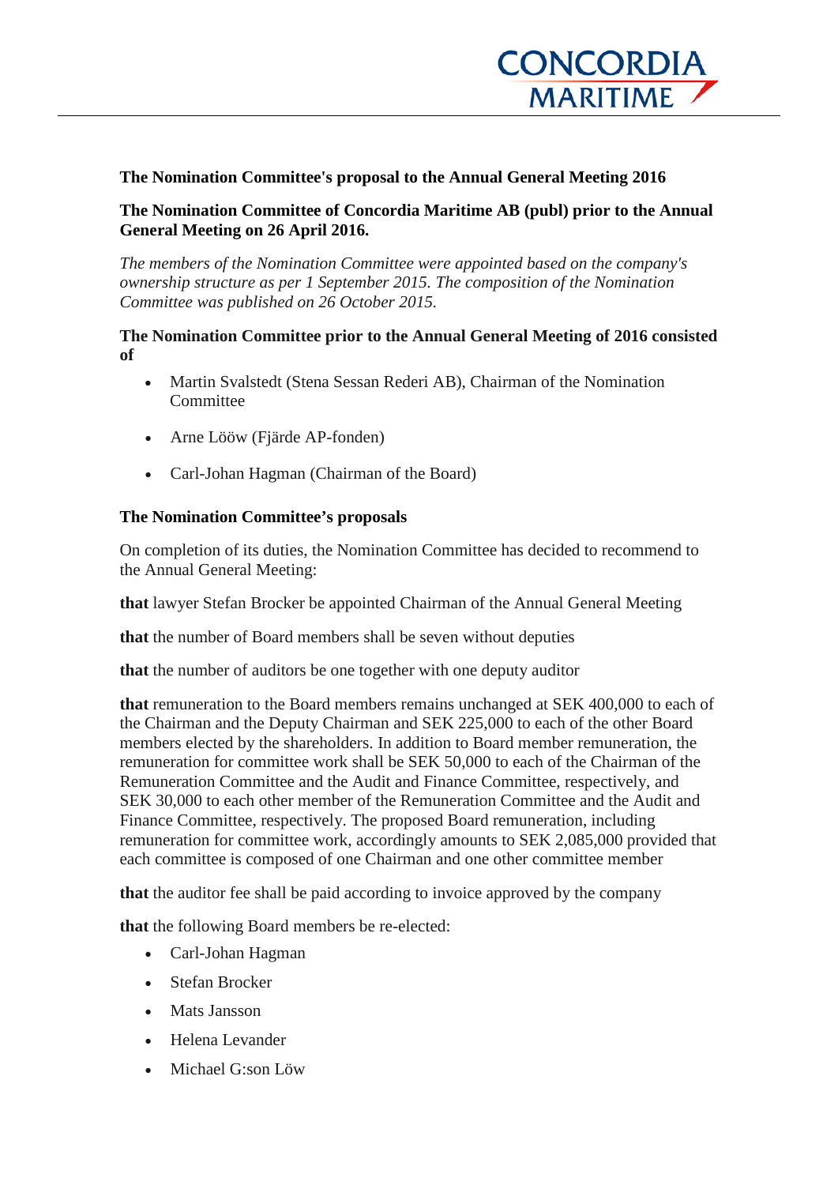## The Nomination Committee's proposal to the Annual General Meeting 2016

### The Nomination Committee of Concordia Maritime AB (publ) prior to the Annual General Meeting on 26 April 2016.

*The members of the Nomination Committee were appointed based on the company's ownership structure as per 1 September 2015. The composition of the Nomination Committee was published on 26 October 2015.*

### The Nomination Committee prior to the Annual General Meeting of 2016 consisted of

- Martin Svalstedt (Stena Sessan Rederi AB), Chairman of the Nomination Committee
- Arne Lööw (Fjärde AP-fonden)
- Carl-Johan Hagman (Chairman of the Board)

### The Nomination Committee's proposals

On completion of its duties, the Nomination Committee has decided to recommend to the Annual General Meeting:

**that** lawyer Stefan Brocker be appointed Chairman of the Annual General Meeting

**that** the number of Board members shall be seven without deputies

**that** the number of auditors be one together with one deputy auditor

**that** remuneration to the Board members remains unchanged at SEK 400,000 to each of the Chairman and the Deputy Chairman and SEK 225,000 to each of the other Board members elected by the shareholders. In addition to Board member remuneration, the remuneration for committee work shall be SEK 50,000 to each of the Chairman of the Remuneration Committee and the Audit and Finance Committee, respectively, and SEK 30,000 to each other member of the Remuneration Committee and the Audit and Finance Committee, respectively. The proposed Board remuneration, including remuneration for committee work, accordingly amounts to SEK 2,085,000 provided that each committee is composed of one Chairman and one other committee member

**that** the auditor fee shall be paid according to invoice approved by the company

**that** the following Board members be re-elected:

- Carl-Johan Hagman
- Stefan Brocker
- Mats Jansson
- Helena Levander
- Michael G:son Löw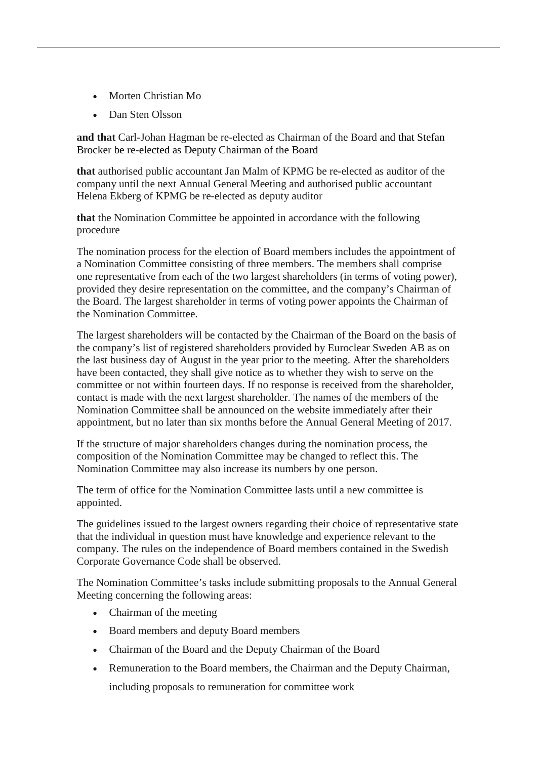- Morten Christian Mo
- Dan Sten Olsson

**and that** Carl-Johan Hagman be re-elected as Chairman of the Board and that Stefan Brocker be re-elected as Deputy Chairman of the Board

**that** authorised public accountant Jan Malm of KPMG be re-elected as auditor of the company until the next Annual General Meeting and authorised public accountant Helena Ekberg of KPMG be re-elected as deputy auditor

**that** the Nomination Committee be appointed in accordance with the following procedure

The nomination process for the election of Board members includes the appointment of a Nomination Committee consisting of three members. The members shall comprise one representative from each of the two largest shareholders (in terms of voting power), provided they desire representation on the committee, and the company's Chairman of the Board. The largest shareholder in terms of voting power appoints the Chairman of the Nomination Committee.

The largest shareholders will be contacted by the Chairman of the Board on the basis of the company's list of registered shareholders provided by Euroclear Sweden AB as on the last business day of August in the year prior to the meeting. After the shareholders have been contacted, they shall give notice as to whether they wish to serve on the committee or not within fourteen days. If no response is received from the shareholder, contact is made with the next largest shareholder. The names of the members of the Nomination Committee shall be announced on the website immediately after their appointment, but no later than six months before the Annual General Meeting of 2017.

If the structure of major shareholders changes during the nomination process, the composition of the Nomination Committee may be changed to reflect this. The Nomination Committee may also increase its numbers by one person.

The term of office for the Nomination Committee lasts until a new committee is appointed.

The guidelines issued to the largest owners regarding their choice of representative state that the individual in question must have knowledge and experience relevant to the company. The rules on the independence of Board members contained in the Swedish Corporate Governance Code shall be observed.

The Nomination Committee's tasks include submitting proposals to the Annual General Meeting concerning the following areas:

- Chairman of the meeting
- Board members and deputy Board members
- Chairman of the Board and the Deputy Chairman of the Board
- Remuneration to the Board members, the Chairman and the Deputy Chairman, including proposals to remuneration for committee work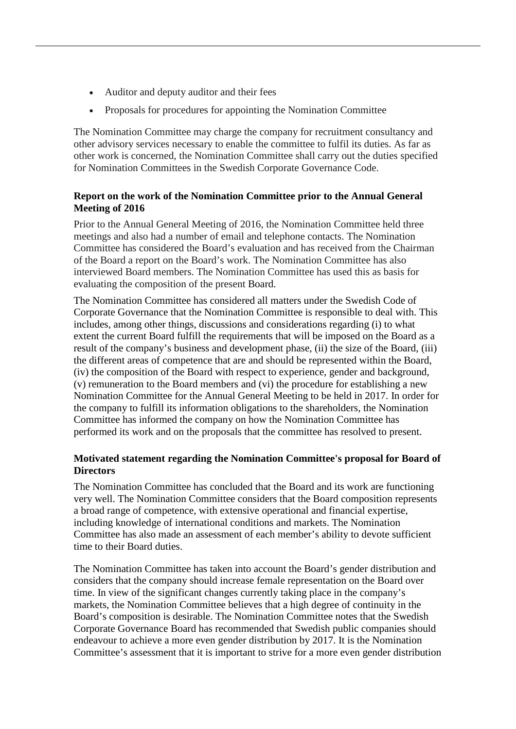- Auditor and deputy auditor and their fees
- Proposals for procedures for appointing the Nomination Committee

The Nomination Committee may charge the company for recruitment consultancy and other advisory services necessary to enable the committee to fulfil its duties. As far as other work is concerned, the Nomination Committee shall carry out the duties specified for Nomination Committees in the Swedish Corporate Governance Code.

**Report on the work of the Nomination Committee prior to the Annual General Meeting of 2016**

Prior to the Annual General Meeting of 2016, the Nomination Committee held three meetings and also had a number of email and telephone contacts. The Nomination Committee has considered the Board's evaluation and has received from the Chairman of the Board a report on the Board's work. The Nomination Committee has also interviewed Board members. The Nomination Committee has used this as basis for evaluating the composition of the present Board.

The Nomination Committee has considered all matters under the Swedish Code of Corporate Governance that the Nomination Committee is responsible to deal with. This includes, among other things, discussions and considerations regarding (i) to what extent the current Board fulfill the requirements that will be imposed on the Board as a result of the company's business and development phase, (ii) the size of the Board, (iii) the different areas of competence that are and should be represented within the Board, (iv) the composition of the Board with respect to experience, gender and background, (v) remuneration to the Board members and (vi) the procedure for establishing a new Nomination Committee for the Annual General Meeting to be held in 2017. In order for the company to fulfill its information obligations to the shareholders, the Nomination Committee has informed the company on how the Nomination Committee has performed its work and on the proposals that the committee has resolved to present.

**Motivated statement regarding the Nomination Committee's proposal for Board of Directors**

The Nomination Committee has concluded that the Board and its work are functioning very well. The Nomination Committee considers that the Board composition represents a broad range of competence, with extensive operational and financial expertise, including knowledge of international conditions and markets. The Nomination Committee has also made an assessment of each member's ability to devote sufficient time to their Board duties.

The Nomination Committee has taken into account the Board's gender distribution and considers that the company should increase female representation on the Board over time. In view of the significant changes currently taking place in the company's markets, the Nomination Committee believes that a high degree of continuity in the Board's composition is desirable. The Nomination Committee notes that the Swedish Corporate Governance Board has recommended that Swedish public companies should endeavour to achieve a more even gender distribution by 2017. It is the Nomination Committee's assessment that it is important to strive for a more even gender distribution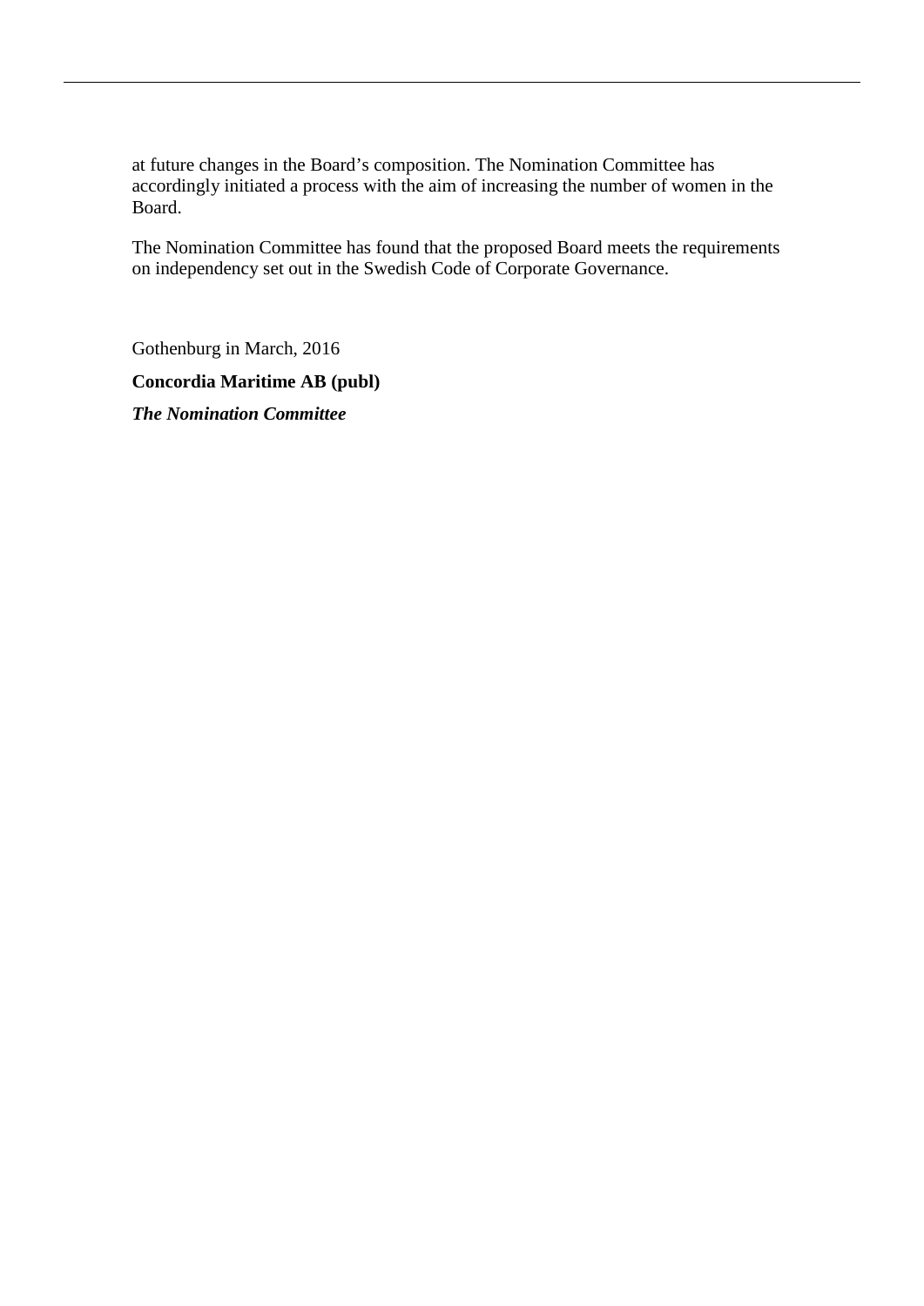at future changes in the Board’s composition. The Nomination Committee has accordingly initiated a process with the aim of increasing the number of women in the Board.

The Nomination Committee has found that the proposed Board meets the requirements on independency set out in the Swedish Code of Corporate Governance.

Gothenburg in March, 2016

**Concordia Maritime AB (publ)**

***The Nomination Committee***